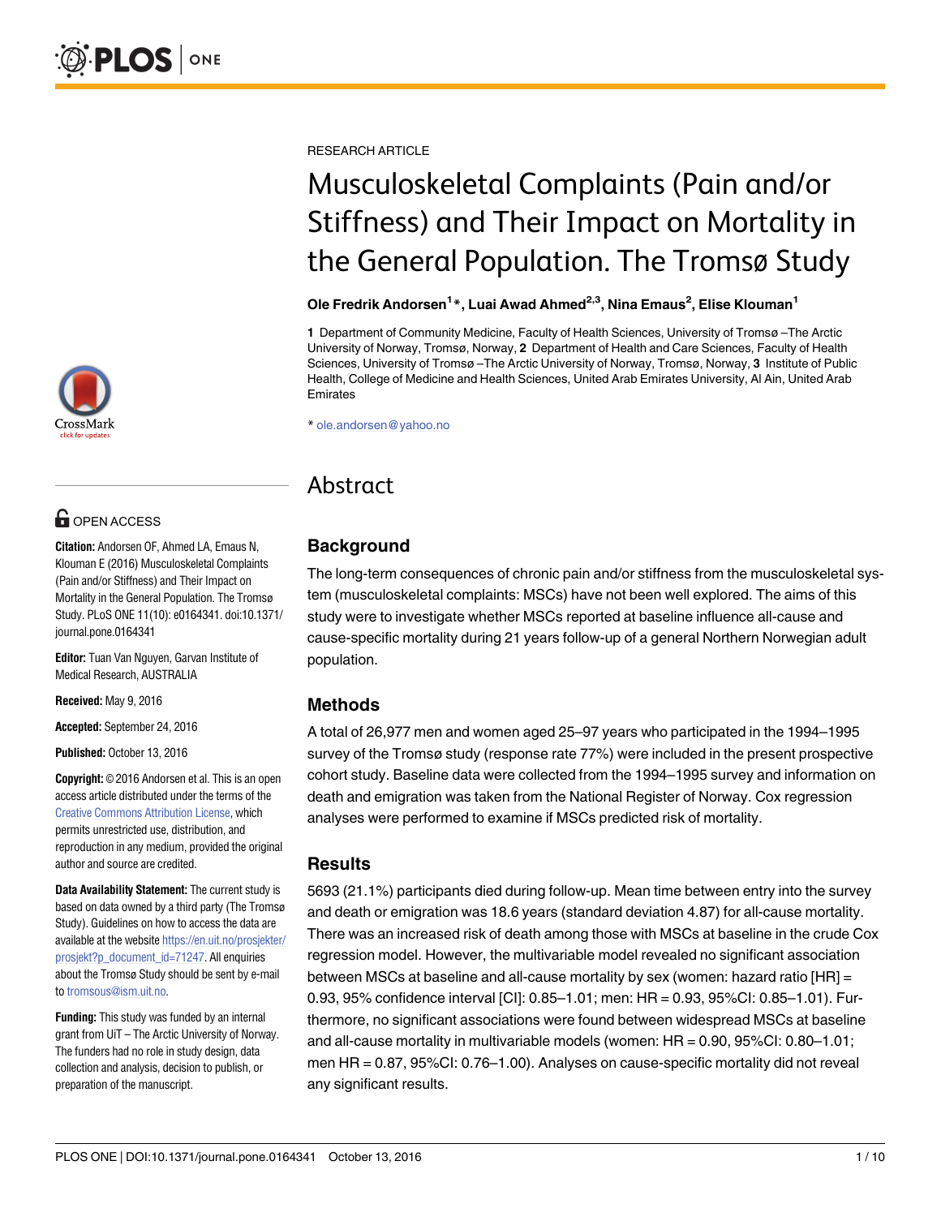RESEARCH ARTICLE

# Musculoskeletal Complaints (Pain and/or Stiffness) and Their Impact on Mortality in the General Population. The Tromsø Study

**Ole Fredrik Andorsen[1]*, Luai Awad Ahmed[2,3], Nina Emaus[2], Elise Klouman[1]**

**1** Department of Community Medicine, Faculty of Health Sciences, University of Tromsø –The Arctic University of Norway, Tromsø, Norway, **2** Department of Health and Care Sciences, Faculty of Health Sciences, University of Tromsø –The Arctic University of Norway, Tromsø, Norway, **3** Institute of Public Health, College of Medicine and Health Sciences, United Arab Emirates University, Al Ain, United Arab Emirates

* ole.andorsen@yahoo.no

OPEN ACCESS

**Citation:** Andorsen OF, Ahmed LA, Emaus N, Klouman E (2016) Musculoskeletal Complaints (Pain and/or Stiffness) and Their Impact on Mortality in the General Population. The Tromsø Study. PLoS ONE 11(10): e0164341. doi:10.1371/journal.pone.0164341

**Editor:** Tuan Van Nguyen, Garvan Institute of Medical Research, AUSTRALIA

**Received:** May 9, 2016

**Accepted:** September 24, 2016

**Published:** October 13, 2016

**Copyright:** © 2016 Andorsen et al. This is an open access article distributed under the terms of the Creative Commons Attribution License, which permits unrestricted use, distribution, and reproduction in any medium, provided the original author and source are credited.

**Data Availability Statement:** The current study is based on data owned by a third party (The Tromsø Study). Guidelines on how to access the data are available at the website https://en.uit.no/prosjekter/prosjekt?p_document_id=71247. All enquiries about the Tromsø Study should be sent by e-mail to tromsous@ism.uit.no.

**Funding:** This study was funded by an internal grant from UiT – The Arctic University of Norway. The funders had no role in study design, data collection and analysis, decision to publish, or preparation of the manuscript.

## Abstract

### Background

The long-term consequences of chronic pain and/or stiffness from the musculoskeletal system (musculoskeletal complaints: MSCs) have not been well explored. The aims of this study were to investigate whether MSCs reported at baseline influence all-cause and cause-specific mortality during 21 years follow-up of a general Northern Norwegian adult population.

### Methods

A total of 26,977 men and women aged 25–97 years who participated in the 1994–1995 survey of the Tromsø study (response rate 77%) were included in the present prospective cohort study. Baseline data were collected from the 1994–1995 survey and information on death and emigration was taken from the National Register of Norway. Cox regression analyses were performed to examine if MSCs predicted risk of mortality.

### Results

5693 (21.1%) participants died during follow-up. Mean time between entry into the survey and death or emigration was 18.6 years (standard deviation 4.87) for all-cause mortality. There was an increased risk of death among those with MSCs at baseline in the crude Cox regression model. However, the multivariable model revealed no significant association between MSCs at baseline and all-cause mortality by sex (women: hazard ratio [HR] = 0.93, 95% confidence interval [CI]: 0.85–1.01; men: HR = 0.93, 95%CI: 0.85–1.01). Furthermore, no significant associations were found between widespread MSCs at baseline and all-cause mortality in multivariable models (women: HR = 0.90, 95%CI: 0.80–1.01; men HR = 0.87, 95%CI: 0.76–1.00). Analyses on cause-specific mortality did not reveal any significant results.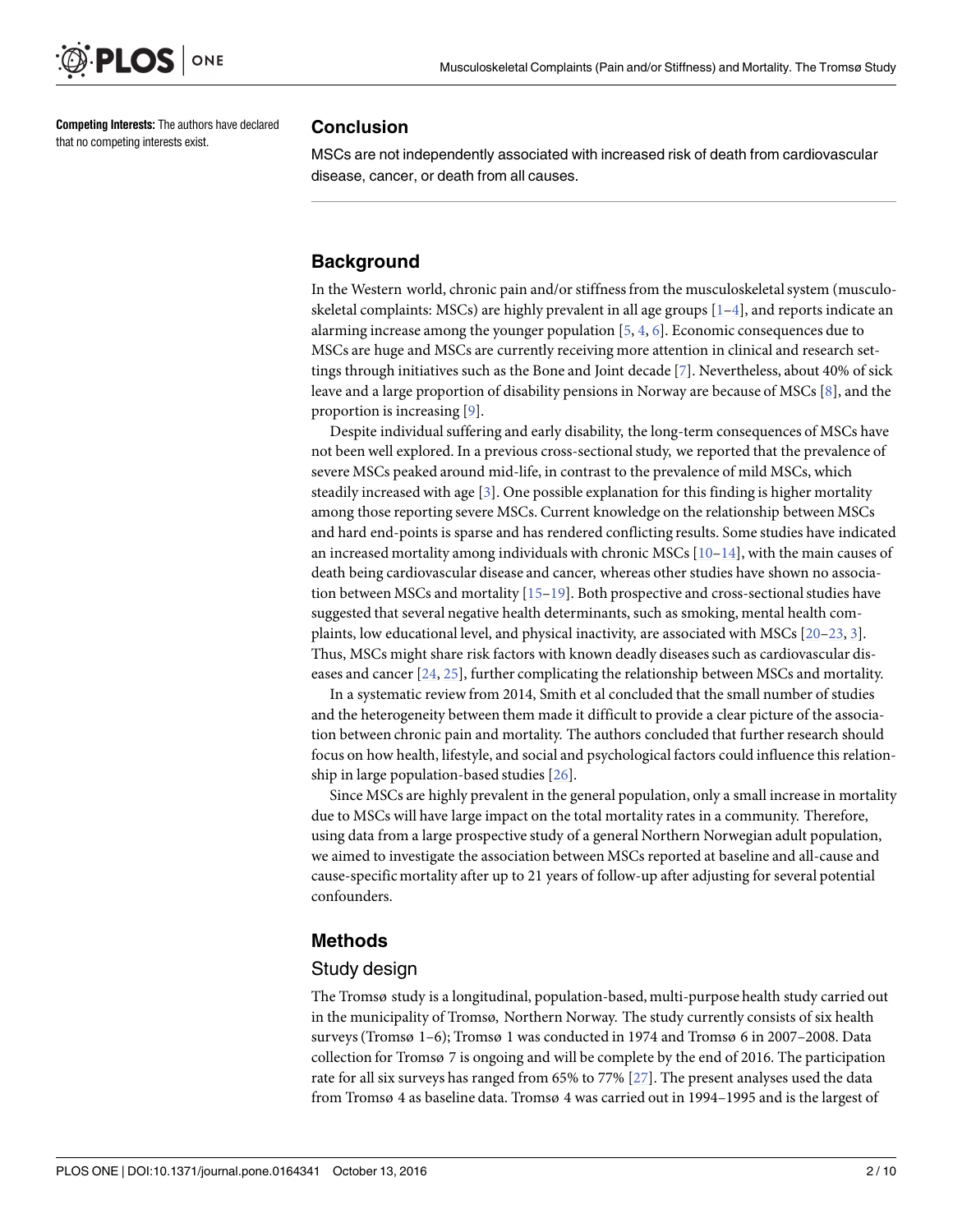**Competing Interests:** The authors have declared that no competing interests exist.

## Conclusion

MSCs are not independently associated with increased risk of death from cardiovascular disease, cancer, or death from all causes.

## Background

In the Western world, chronic pain and/or stiffness from the musculoskeletal system (musculoskeletal complaints: MSCs) are highly prevalent in all age groups [1–4], and reports indicate an alarming increase among the younger population [5, 4, 6]. Economic consequences due to MSCs are huge and MSCs are currently receiving more attention in clinical and research settings through initiatives such as the Bone and Joint decade [7]. Nevertheless, about 40% of sick leave and a large proportion of disability pensions in Norway are because of MSCs [8], and the proportion is increasing [9].

Despite individual suffering and early disability, the long-term consequences of MSCs have not been well explored. In a previous cross-sectional study, we reported that the prevalence of severe MSCs peaked around mid-life, in contrast to the prevalence of mild MSCs, which steadily increased with age [3]. One possible explanation for this finding is higher mortality among those reporting severe MSCs. Current knowledge on the relationship between MSCs and hard end-points is sparse and has rendered conflicting results. Some studies have indicated an increased mortality among individuals with chronic MSCs [10–14], with the main causes of death being cardiovascular disease and cancer, whereas other studies have shown no association between MSCs and mortality [15–19]. Both prospective and cross-sectional studies have suggested that several negative health determinants, such as smoking, mental health complaints, low educational level, and physical inactivity, are associated with MSCs [20–23, 3]. Thus, MSCs might share risk factors with known deadly diseases such as cardiovascular diseases and cancer [24, 25], further complicating the relationship between MSCs and mortality.

In a systematic review from 2014, Smith et al concluded that the small number of studies and the heterogeneity between them made it difficult to provide a clear picture of the association between chronic pain and mortality. The authors concluded that further research should focus on how health, lifestyle, and social and psychological factors could influence this relationship in large population-based studies [26].

Since MSCs are highly prevalent in the general population, only a small increase in mortality due to MSCs will have large impact on the total mortality rates in a community. Therefore, using data from a large prospective study of a general Northern Norwegian adult population, we aimed to investigate the association between MSCs reported at baseline and all-cause and cause-specific mortality after up to 21 years of follow-up after adjusting for several potential confounders.

## Methods

### Study design

The Tromsø study is a longitudinal, population-based, multi-purpose health study carried out in the municipality of Tromsø, Northern Norway. The study currently consists of six health surveys (Tromsø 1–6); Tromsø 1 was conducted in 1974 and Tromsø 6 in 2007–2008. Data collection for Tromsø 7 is ongoing and will be complete by the end of 2016. The participation rate for all six surveys has ranged from 65% to 77% [27]. The present analyses used the data from Tromsø 4 as baseline data. Tromsø 4 was carried out in 1994–1995 and is the largest of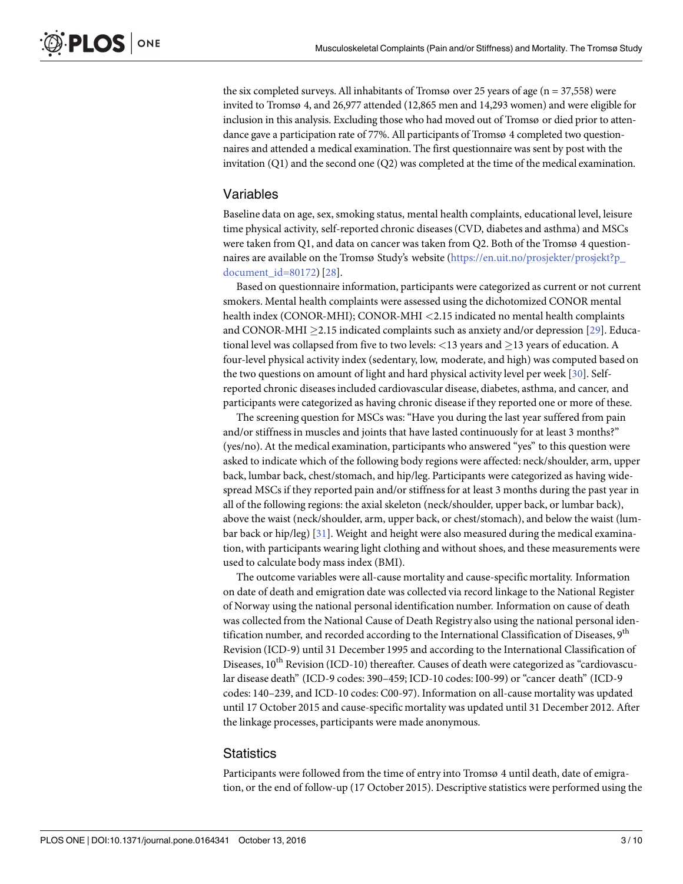the six completed surveys. All inhabitants of Tromsø over 25 years of age (n = 37,558) were invited to Tromsø 4, and 26,977 attended (12,865 men and 14,293 women) and were eligible for inclusion in this analysis. Excluding those who had moved out of Tromsø or died prior to attendance gave a participation rate of 77%. All participants of Tromsø 4 completed two questionnaires and attended a medical examination. The first questionnaire was sent by post with the invitation (Q1) and the second one (Q2) was completed at the time of the medical examination.

## Variables

Baseline data on age, sex, smoking status, mental health complaints, educational level, leisure time physical activity, self-reported chronic diseases (CVD, diabetes and asthma) and MSCs were taken from Q1, and data on cancer was taken from Q2. Both of the Tromsø 4 questionnaires are available on the Tromsø Study's website (https://en.uit.no/prosjekter/prosjekt?p_document_id=80172) [28].

Based on questionnaire information, participants were categorized as current or not current smokers. Mental health complaints were assessed using the dichotomized CONOR mental health index (CONOR-MHI); CONOR-MHI <2.15 indicated no mental health complaints and CONOR-MHI ≥2.15 indicated complaints such as anxiety and/or depression [29]. Educational level was collapsed from five to two levels: <13 years and ≥13 years of education. A four-level physical activity index (sedentary, low, moderate, and high) was computed based on the two questions on amount of light and hard physical activity level per week [30]. Self-reported chronic diseases included cardiovascular disease, diabetes, asthma, and cancer, and participants were categorized as having chronic disease if they reported one or more of these.

The screening question for MSCs was: "Have you during the last year suffered from pain and/or stiffness in muscles and joints that have lasted continuously for at least 3 months?" (yes/no). At the medical examination, participants who answered "yes" to this question were asked to indicate which of the following body regions were affected: neck/shoulder, arm, upper back, lumbar back, chest/stomach, and hip/leg. Participants were categorized as having widespread MSCs if they reported pain and/or stiffness for at least 3 months during the past year in all of the following regions: the axial skeleton (neck/shoulder, upper back, or lumbar back), above the waist (neck/shoulder, arm, upper back, or chest/stomach), and below the waist (lumbar back or hip/leg) [31]. Weight and height were also measured during the medical examination, with participants wearing light clothing and without shoes, and these measurements were used to calculate body mass index (BMI).

The outcome variables were all-cause mortality and cause-specific mortality. Information on date of death and emigration date was collected via record linkage to the National Register of Norway using the national personal identification number. Information on cause of death was collected from the National Cause of Death Registry also using the national personal identification number, and recorded according to the International Classification of Diseases, 9$^{th}$ Revision (ICD-9) until 31 December 1995 and according to the International Classification of Diseases, 10$^{th}$ Revision (ICD-10) thereafter. Causes of death were categorized as "cardiovascular disease death" (ICD-9 codes: 390–459; ICD-10 codes: I00-99) or "cancer death" (ICD-9 codes: 140–239, and ICD-10 codes: C00-97). Information on all-cause mortality was updated until 17 October 2015 and cause-specific mortality was updated until 31 December 2012. After the linkage processes, participants were made anonymous.

## Statistics

Participants were followed from the time of entry into Tromsø 4 until death, date of emigration, or the end of follow-up (17 October 2015). Descriptive statistics were performed using the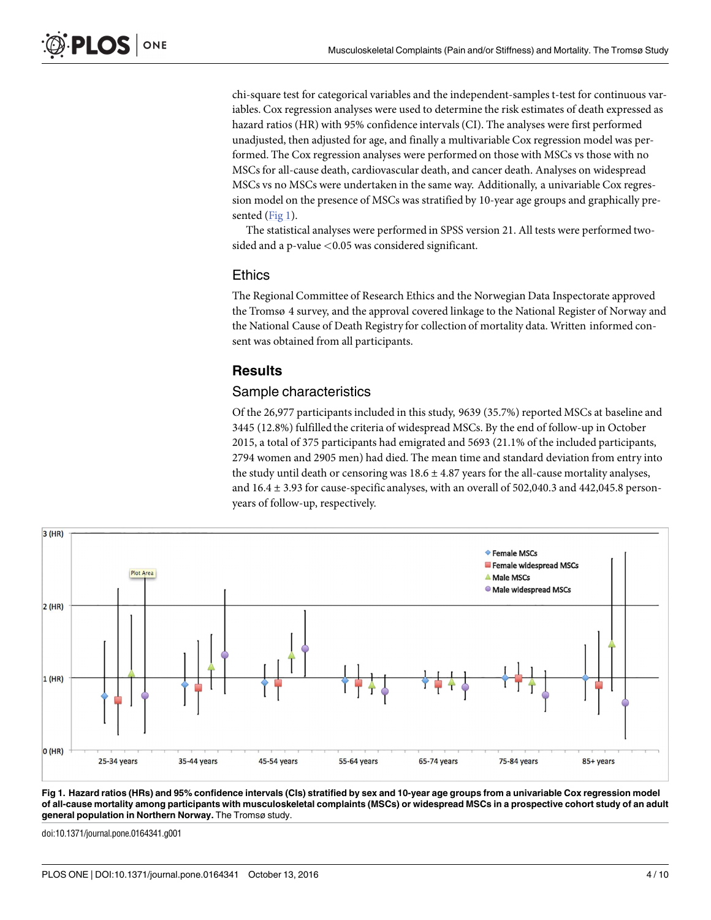chi-square test for categorical variables and the independent-samples t-test for continuous variables. Cox regression analyses were used to determine the risk estimates of death expressed as hazard ratios (HR) with 95% confidence intervals (CI). The analyses were first performed unadjusted, then adjusted for age, and finally a multivariable Cox regression model was performed. The Cox regression analyses were performed on those with MSCs vs those with no MSCs for all-cause death, cardiovascular death, and cancer death. Analyses on widespread MSCs vs no MSCs were undertaken in the same way. Additionally, a univariable Cox regression model on the presence of MSCs was stratified by 10-year age groups and graphically presented (Fig 1).

The statistical analyses were performed in SPSS version 21. All tests were performed two-sided and a p-value <0.05 was considered significant.

## Ethics

The Regional Committee of Research Ethics and the Norwegian Data Inspectorate approved the Tromsø 4 survey, and the approval covered linkage to the National Register of Norway and the National Cause of Death Registry for collection of mortality data. Written informed consent was obtained from all participants.

# Results

## Sample characteristics

Of the 26,977 participants included in this study, 9639 (35.7%) reported MSCs at baseline and 3445 (12.8%) fulfilled the criteria of widespread MSCs. By the end of follow-up in October 2015, a total of 375 participants had emigrated and 5693 (21.1% of the included participants, 2794 women and 2905 men) had died. The mean time and standard deviation from entry into the study until death or censoring was 18.6 ± 4.87 years for the all-cause mortality analyses, and 16.4 ± 3.93 for cause-specific analyses, with an overall of 502,040.3 and 442,045.8 person-years of follow-up, respectively.

**Fig 1. Hazard ratios (HRs) and 95% confidence intervals (CIs) stratified by sex and 10-year age groups from a univariable Cox regression model of all-cause mortality among participants with musculoskeletal complaints (MSCs) or widespread MSCs in a prospective cohort study of an adult general population in Northern Norway.** The Tromsø study.

doi:10.1371/journal.pone.0164341.g001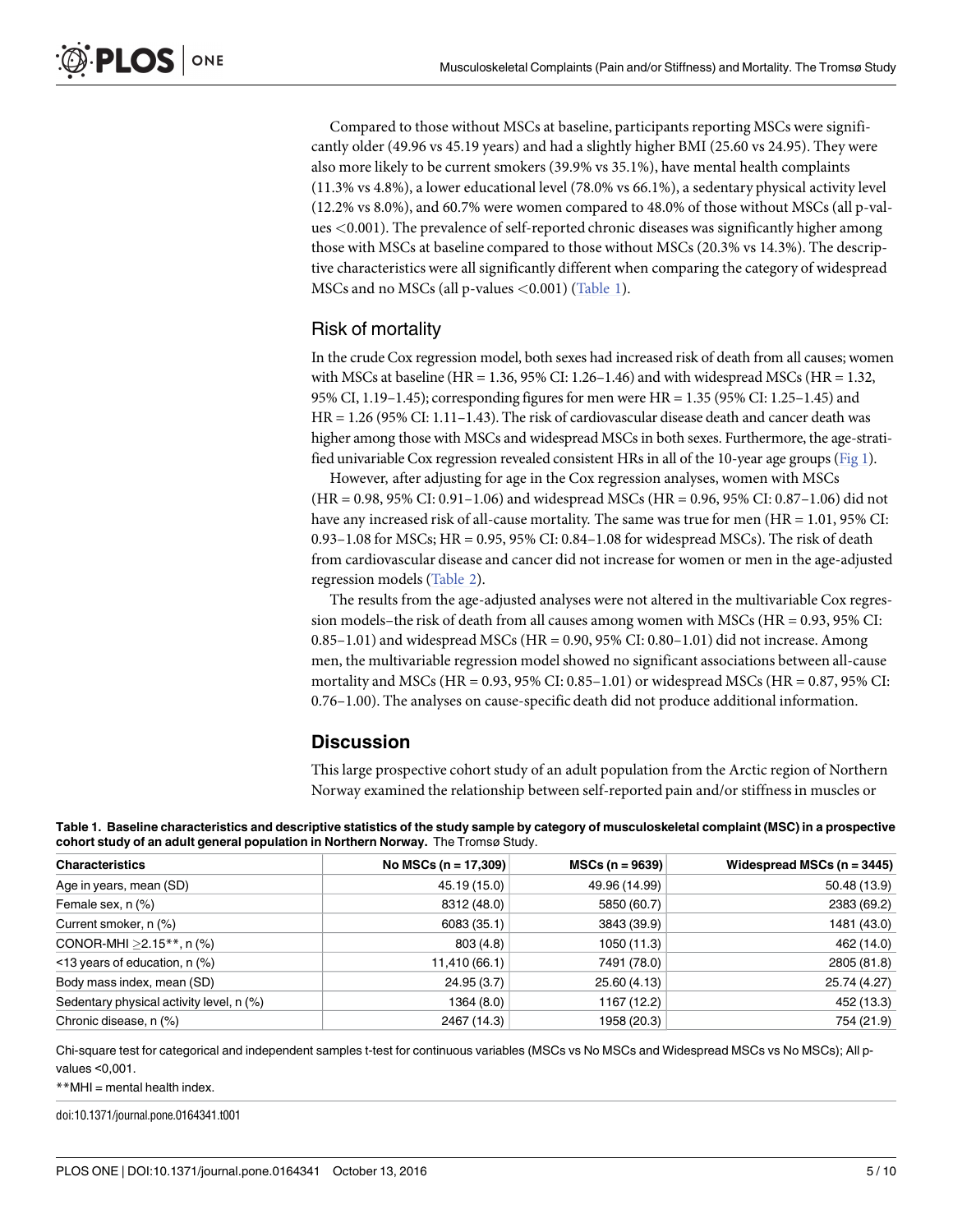Compared to those without MSCs at baseline, participants reporting MSCs were significantly older (49.96 vs 45.19 years) and had a slightly higher BMI (25.60 vs 24.95). They were also more likely to be current smokers (39.9% vs 35.1%), have mental health complaints (11.3% vs 4.8%), a lower educational level (78.0% vs 66.1%), a sedentary physical activity level (12.2% vs 8.0%), and 60.7% were women compared to 48.0% of those without MSCs (all p-values <0.001). The prevalence of self-reported chronic diseases was significantly higher among those with MSCs at baseline compared to those without MSCs (20.3% vs 14.3%). The descriptive characteristics were all significantly different when comparing the category of widespread MSCs and no MSCs (all p-values <0.001) (Table 1).

## Risk of mortality

In the crude Cox regression model, both sexes had increased risk of death from all causes; women with MSCs at baseline (HR = 1.36, 95% CI: 1.26–1.46) and with widespread MSCs (HR = 1.32, 95% CI, 1.19–1.45); corresponding figures for men were HR = 1.35 (95% CI: 1.25–1.45) and HR = 1.26 (95% CI: 1.11–1.43). The risk of cardiovascular disease death and cancer death was higher among those with MSCs and widespread MSCs in both sexes. Furthermore, the age-stratified univariable Cox regression revealed consistent HRs in all of the 10-year age groups (Fig 1).

However, after adjusting for age in the Cox regression analyses, women with MSCs (HR = 0.98, 95% CI: 0.91–1.06) and widespread MSCs (HR = 0.96, 95% CI: 0.87–1.06) did not have any increased risk of all-cause mortality. The same was true for men (HR = 1.01, 95% CI: 0.93–1.08 for MSCs; HR = 0.95, 95% CI: 0.84–1.08 for widespread MSCs). The risk of death from cardiovascular disease and cancer did not increase for women or men in the age-adjusted regression models (Table 2).

The results from the age-adjusted analyses were not altered in the multivariable Cox regression models–the risk of death from all causes among women with MSCs (HR = 0.93, 95% CI: 0.85–1.01) and widespread MSCs (HR = 0.90, 95% CI: 0.80–1.01) did not increase. Among men, the multivariable regression model showed no significant associations between all-cause mortality and MSCs (HR = 0.93, 95% CI: 0.85–1.01) or widespread MSCs (HR = 0.87, 95% CI: 0.76–1.00). The analyses on cause-specific death did not produce additional information.

# Discussion

This large prospective cohort study of an adult population from the Arctic region of Northern Norway examined the relationship between self-reported pain and/or stiffness in muscles or

**Table 1. Baseline characteristics and descriptive statistics of the study sample by category of musculoskeletal complaint (MSC) in a prospective cohort study of an adult general population in Northern Norway.** The Tromsø Study.

| Characteristics | No MSCs (n = 17,309) | MSCs (n = 9639) | Widespread MSCs (n = 3445) |
|---|---|---|---|
| Age in years, mean (SD) | 45.19 (15.0) | 49.96 (14.99) | 50.48 (13.9) |
| Female sex, n (%) | 8312 (48.0) | 5850 (60.7) | 2383 (69.2) |
| Current smoker, n (%) | 6083 (35.1) | 3843 (39.9) | 1481 (43.0) |
| CONOR-MHI ≥2.15**, n (%) | 803 (4.8) | 1050 (11.3) | 462 (14.0) |
| <13 years of education, n (%) | 11,410 (66.1) | 7491 (78.0) | 2805 (81.8) |
| Body mass index, mean (SD) | 24.95 (3.7) | 25.60 (4.13) | 25.74 (4.27) |
| Sedentary physical activity level, n (%) | 1364 (8.0) | 1167 (12.2) | 452 (13.3) |
| Chronic disease, n (%) | 2467 (14.3) | 1958 (20.3) | 754 (21.9) |

Chi-square test for categorical and independent samples t-test for continuous variables (MSCs vs No MSCs and Widespread MSCs vs No MSCs); All p-values <0,001.

**MHI = mental health index.

doi:10.1371/journal.pone.0164341.t001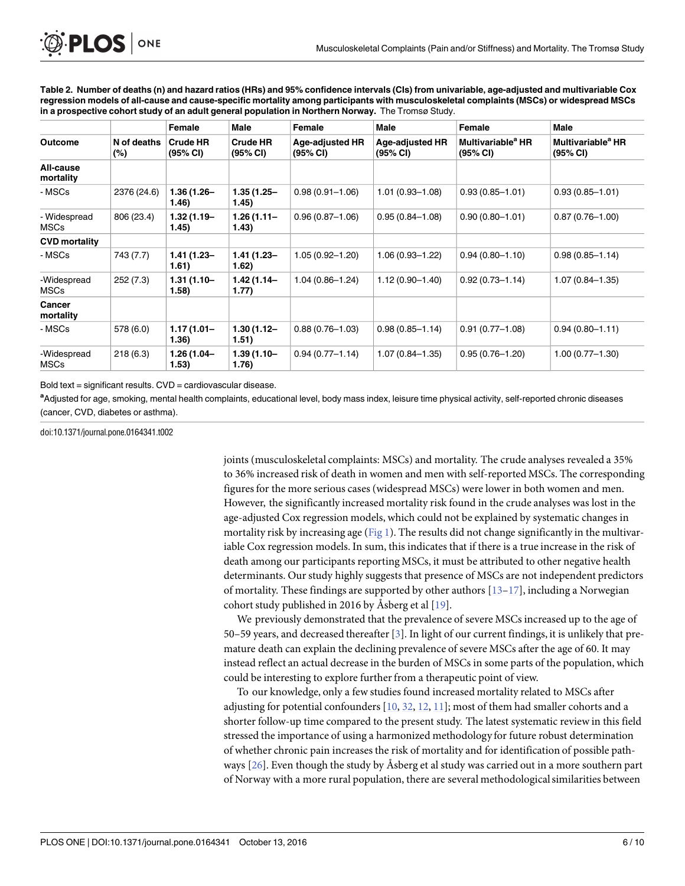**Table 2. Number of deaths (n) and hazard ratios (HRs) and 95% confidence intervals (CIs) from univariable, age-adjusted and multivariable Cox regression models of all-cause and cause-specific mortality among participants with musculoskeletal complaints (MSCs) or widespread MSCs in a prospective cohort study of an adult general population in Northern Norway.** The Tromsø Study.

| | | Female | Male | Female | Male | Female | Male |
|---|---|---|---|---|---|---|---|
| **Outcome** | **N of deaths (%)** | **Crude HR (95% CI)** | **Crude HR (95% CI)** | **Age-adjusted HR (95% CI)** | **Age-adjusted HR (95% CI)** | **Multivariable[a] HR (95% CI)** | **Multivariable[a] HR (95% CI)** |
| **All-cause mortality** | | | | | | | |
| - MSCs | 2376 (24.6) | **1.36 (1.26–1.46)** | **1.35 (1.25–1.45)** | 0.98 (0.91–1.06) | 1.01 (0.93–1.08) | 0.93 (0.85–1.01) | 0.93 (0.85–1.01) |
| - Widespread MSCs | 806 (23.4) | **1.32 (1.19–1.45)** | **1.26 (1.11–1.43)** | 0.96 (0.87–1.06) | 0.95 (0.84–1.08) | 0.90 (0.80–1.01) | 0.87 (0.76–1.00) |
| **CVD mortality** | | | | | | | |
| - MSCs | 743 (7.7) | **1.41 (1.23–1.61)** | **1.41 (1.23–1.62)** | 1.05 (0.92–1.20) | 1.06 (0.93–1.22) | 0.94 (0.80–1.10) | 0.98 (0.85–1.14) |
| -Widespread MSCs | 252 (7.3) | **1.31 (1.10–1.58)** | **1.42 (1.14–1.77)** | 1.04 (0.86–1.24) | 1.12 (0.90–1.40) | 0.92 (0.73–1.14) | 1.07 (0.84–1.35) |
| **Cancer mortality** | | | | | | | |
| - MSCs | 578 (6.0) | **1.17 (1.01–1.36)** | **1.30 (1.12–1.51)** | 0.88 (0.76–1.03) | 0.98 (0.85–1.14) | 0.91 (0.77–1.08) | 0.94 (0.80–1.11) |
| -Widespread MSCs | 218 (6.3) | **1.26 (1.04–1.53)** | **1.39 (1.10–1.76)** | 0.94 (0.77–1.14) | 1.07 (0.84–1.35) | 0.95 (0.76–1.20) | 1.00 (0.77–1.30) |

Bold text = significant results. CVD = cardiovascular disease.

[a]Adjusted for age, smoking, mental health complaints, educational level, body mass index, leisure time physical activity, self-reported chronic diseases (cancer, CVD, diabetes or asthma).

doi:10.1371/journal.pone.0164341.t002

joints (musculoskeletal complaints: MSCs) and mortality. The crude analyses revealed a 35% to 36% increased risk of death in women and men with self-reported MSCs. The corresponding figures for the more serious cases (widespread MSCs) were lower in both women and men. However, the significantly increased mortality risk found in the crude analyses was lost in the age-adjusted Cox regression models, which could not be explained by systematic changes in mortality risk by increasing age (Fig 1). The results did not change significantly in the multivariable Cox regression models. In sum, this indicates that if there is a true increase in the risk of death among our participants reporting MSCs, it must be attributed to other negative health determinants. Our study highly suggests that presence of MSCs are not independent predictors of mortality. These findings are supported by other authors [13–17], including a Norwegian cohort study published in 2016 by Åsberg et al [19].

We previously demonstrated that the prevalence of severe MSCs increased up to the age of 50–59 years, and decreased thereafter [3]. In light of our current findings, it is unlikely that premature death can explain the declining prevalence of severe MSCs after the age of 60. It may instead reflect an actual decrease in the burden of MSCs in some parts of the population, which could be interesting to explore further from a therapeutic point of view.

To our knowledge, only a few studies found increased mortality related to MSCs after adjusting for potential confounders [10, 32, 12, 11]; most of them had smaller cohorts and a shorter follow-up time compared to the present study. The latest systematic review in this field stressed the importance of using a harmonized methodology for future robust determination of whether chronic pain increases the risk of mortality and for identification of possible pathways [26]. Even though the study by Åsberg et al study was carried out in a more southern part of Norway with a more rural population, there are several methodological similarities between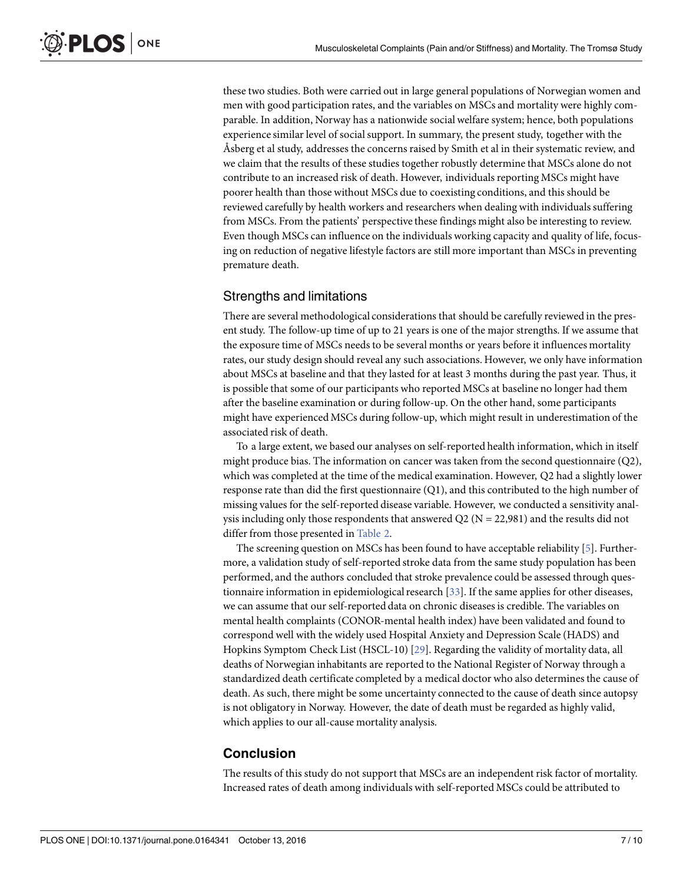these two studies. Both were carried out in large general populations of Norwegian women and men with good participation rates, and the variables on MSCs and mortality were highly comparable. In addition, Norway has a nationwide social welfare system; hence, both populations experience similar level of social support. In summary, the present study, together with the Åsberg et al study, addresses the concerns raised by Smith et al in their systematic review, and we claim that the results of these studies together robustly determine that MSCs alone do not contribute to an increased risk of death. However, individuals reporting MSCs might have poorer health than those without MSCs due to coexisting conditions, and this should be reviewed carefully by health workers and researchers when dealing with individuals suffering from MSCs. From the patients' perspective these findings might also be interesting to review. Even though MSCs can influence on the individuals working capacity and quality of life, focusing on reduction of negative lifestyle factors are still more important than MSCs in preventing premature death.

## Strengths and limitations

There are several methodological considerations that should be carefully reviewed in the present study. The follow-up time of up to 21 years is one of the major strengths. If we assume that the exposure time of MSCs needs to be several months or years before it influences mortality rates, our study design should reveal any such associations. However, we only have information about MSCs at baseline and that they lasted for at least 3 months during the past year. Thus, it is possible that some of our participants who reported MSCs at baseline no longer had them after the baseline examination or during follow-up. On the other hand, some participants might have experienced MSCs during follow-up, which might result in underestimation of the associated risk of death.

To a large extent, we based our analyses on self-reported health information, which in itself might produce bias. The information on cancer was taken from the second questionnaire (Q2), which was completed at the time of the medical examination. However, Q2 had a slightly lower response rate than did the first questionnaire (Q1), and this contributed to the high number of missing values for the self-reported disease variable. However, we conducted a sensitivity analysis including only those respondents that answered Q2 (N = 22,981) and the results did not differ from those presented in Table 2.

The screening question on MSCs has been found to have acceptable reliability [5]. Furthermore, a validation study of self-reported stroke data from the same study population has been performed, and the authors concluded that stroke prevalence could be assessed through questionnaire information in epidemiological research [33]. If the same applies for other diseases, we can assume that our self-reported data on chronic diseases is credible. The variables on mental health complaints (CONOR-mental health index) have been validated and found to correspond well with the widely used Hospital Anxiety and Depression Scale (HADS) and Hopkins Symptom Check List (HSCL-10) [29]. Regarding the validity of mortality data, all deaths of Norwegian inhabitants are reported to the National Register of Norway through a standardized death certificate completed by a medical doctor who also determines the cause of death. As such, there might be some uncertainty connected to the cause of death since autopsy is not obligatory in Norway. However, the date of death must be regarded as highly valid, which applies to our all-cause mortality analysis.

## Conclusion

The results of this study do not support that MSCs are an independent risk factor of mortality. Increased rates of death among individuals with self-reported MSCs could be attributed to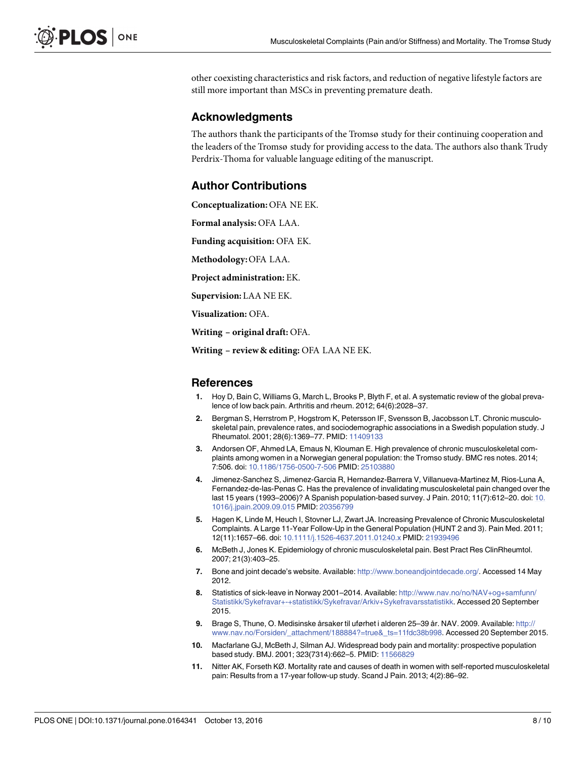other coexisting characteristics and risk factors, and reduction of negative lifestyle factors are still more important than MSCs in preventing premature death.

## Acknowledgments

The authors thank the participants of the Tromsø study for their continuing cooperation and the leaders of the Tromsø study for providing access to the data. The authors also thank Trudy Perdrix-Thoma for valuable language editing of the manuscript.

## Author Contributions

**Conceptualization:** OFA NE EK.

**Formal analysis:** OFA LAA.

**Funding acquisition:** OFA EK.

**Methodology:** OFA LAA.

**Project administration:** EK.

**Supervision:** LAA NE EK.

**Visualization:** OFA.

**Writing – original draft:** OFA.

**Writing – review & editing:** OFA LAA NE EK.

## References

1. Hoy D, Bain C, Williams G, March L, Brooks P, Blyth F, et al. A systematic review of the global prevalence of low back pain. Arthritis and rheum. 2012; 64(6):2028–37.
2. Bergman S, Herrstrom P, Hogstrom K, Petersson IF, Svensson B, Jacobsson LT. Chronic musculoskeletal pain, prevalence rates, and sociodemographic associations in a Swedish population study. J Rheumatol. 2001; 28(6):1369–77. PMID: 11409133
3. Andorsen OF, Ahmed LA, Emaus N, Klouman E. High prevalence of chronic musculoskeletal complaints among women in a Norwegian general population: the Tromso study. BMC res notes. 2014; 7:506. doi: 10.1186/1756-0500-7-506 PMID: 25103880
4. Jimenez-Sanchez S, Jimenez-Garcia R, Hernandez-Barrera V, Villanueva-Martinez M, Rios-Luna A, Fernandez-de-las-Penas C. Has the prevalence of invalidating musculoskeletal pain changed over the last 15 years (1993–2006)? A Spanish population-based survey. J Pain. 2010; 11(7):612–20. doi: 10.1016/j.jpain.2009.09.015 PMID: 20356799
5. Hagen K, Linde M, Heuch I, Stovner LJ, Zwart JA. Increasing Prevalence of Chronic Musculoskeletal Complaints. A Large 11-Year Follow-Up in the General Population (HUNT 2 and 3). Pain Med. 2011; 12(11):1657–66. doi: 10.1111/j.1526-4637.2011.01240.x PMID: 21939496
6. McBeth J, Jones K. Epidemiology of chronic musculoskeletal pain. Best Pract Res ClinRheumtol. 2007; 21(3):403–25.
7. Bone and joint decade's website. Available: http://www.boneandjointdecade.org/. Accessed 14 May 2012.
8. Statistics of sick-leave in Norway 2001–2014. Available: http://www.nav.no/no/NAV+og+samfunn/Statistikk/Sykefravar+-+statistikk/Sykefravar/Arkiv+Sykefravarsstatistikk. Accessed 20 September 2015.
9. Brage S, Thune, O. Medisinske årsaker til uførhet i alderen 25–39 år. NAV. 2009. Available: http://www.nav.no/Forsiden/_attachment/188884?=true&_ts=11fdc38b998. Accessed 20 September 2015.
10. Macfarlane GJ, McBeth J, Silman AJ. Widespread body pain and mortality: prospective population based study. BMJ. 2001; 323(7314):662–5. PMID: 11566829
11. Nitter AK, Forseth KØ. Mortality rate and causes of death in women with self-reported musculoskeletal pain: Results from a 17-year follow-up study. Scand J Pain. 2013; 4(2):86–92.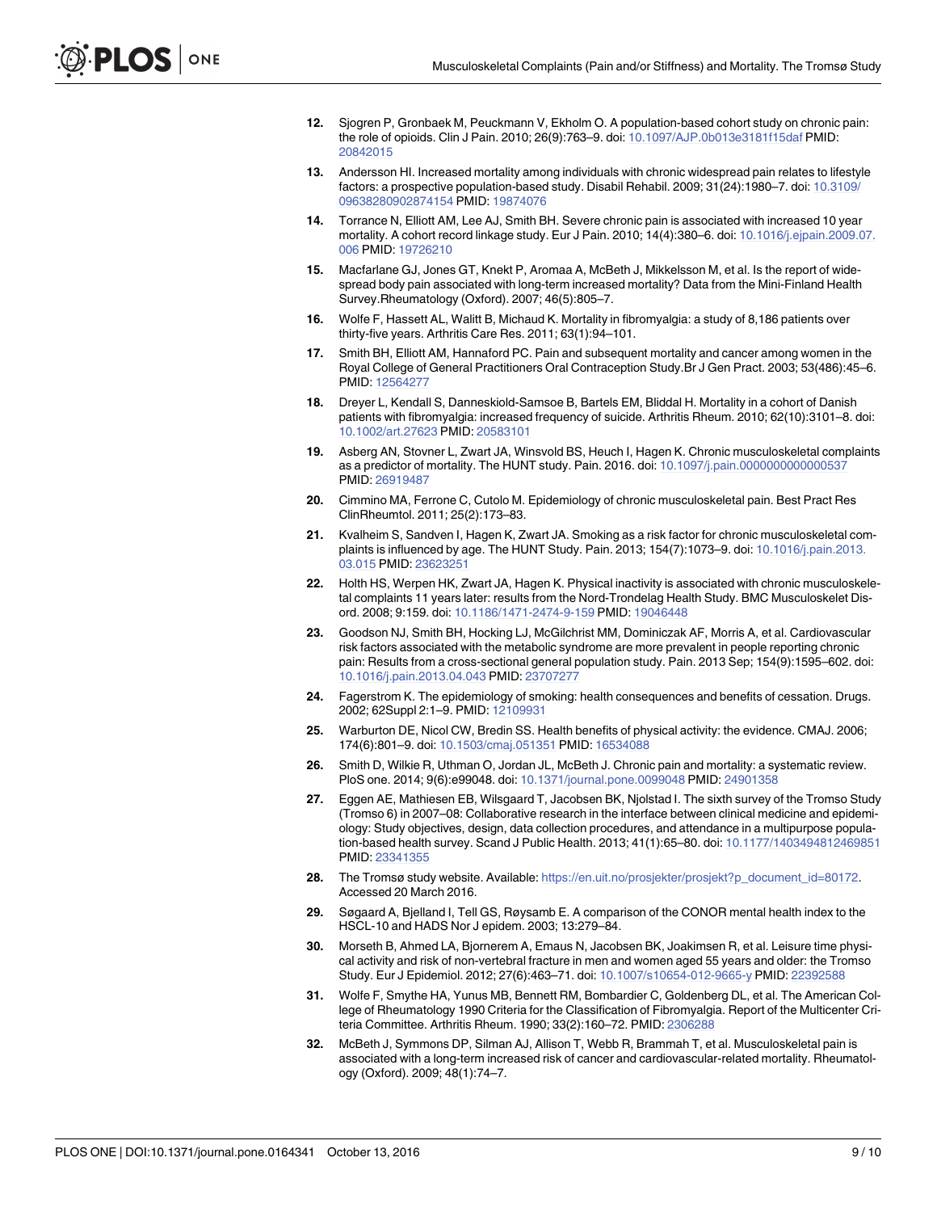12. Sjogren P, Gronbaek M, Peuckmann V, Ekholm O. A population-based cohort study on chronic pain: the role of opioids. Clin J Pain. 2010; 26(9):763–9. doi: 10.1097/AJP.0b013e3181f15daf PMID: 20842015

13. Andersson HI. Increased mortality among individuals with chronic widespread pain relates to lifestyle factors: a prospective population-based study. Disabil Rehabil. 2009; 31(24):1980–7. doi: 10.3109/09638280902874154 PMID: 19874076

14. Torrance N, Elliott AM, Lee AJ, Smith BH. Severe chronic pain is associated with increased 10 year mortality. A cohort record linkage study. Eur J Pain. 2010; 14(4):380–6. doi: 10.1016/j.ejpain.2009.07.006 PMID: 19726210

15. Macfarlane GJ, Jones GT, Knekt P, Aromaa A, McBeth J, Mikkelsson M, et al. Is the report of widespread body pain associated with long-term increased mortality? Data from the Mini-Finland Health Survey.Rheumatology (Oxford). 2007; 46(5):805–7.

16. Wolfe F, Hassett AL, Walitt B, Michaud K. Mortality in fibromyalgia: a study of 8,186 patients over thirty-five years. Arthritis Care Res. 2011; 63(1):94–101.

17. Smith BH, Elliott AM, Hannaford PC. Pain and subsequent mortality and cancer among women in the Royal College of General Practitioners Oral Contraception Study.Br J Gen Pract. 2003; 53(486):45–6. PMID: 12564277

18. Dreyer L, Kendall S, Danneskiold-Samsoe B, Bartels EM, Bliddal H. Mortality in a cohort of Danish patients with fibromyalgia: increased frequency of suicide. Arthritis Rheum. 2010; 62(10):3101–8. doi: 10.1002/art.27623 PMID: 20583101

19. Asberg AN, Stovner L, Zwart JA, Winsvold BS, Heuch I, Hagen K. Chronic musculoskeletal complaints as a predictor of mortality. The HUNT study. Pain. 2016. doi: 10.1097/j.pain.0000000000000537 PMID: 26919487

20. Cimmino MA, Ferrone C, Cutolo M. Epidemiology of chronic musculoskeletal pain. Best Pract Res ClinRheumtol. 2011; 25(2):173–83.

21. Kvalheim S, Sandven I, Hagen K, Zwart JA. Smoking as a risk factor for chronic musculoskeletal complaints is influenced by age. The HUNT Study. Pain. 2013; 154(7):1073–9. doi: 10.1016/j.pain.2013.03.015 PMID: 23623251

22. Holth HS, Werpen HK, Zwart JA, Hagen K. Physical inactivity is associated with chronic musculoskeletal complaints 11 years later: results from the Nord-Trondelag Health Study. BMC Musculoskelet Disord. 2008; 9:159. doi: 10.1186/1471-2474-9-159 PMID: 19046448

23. Goodson NJ, Smith BH, Hocking LJ, McGilchrist MM, Dominiczak AF, Morris A, et al. Cardiovascular risk factors associated with the metabolic syndrome are more prevalent in people reporting chronic pain: Results from a cross-sectional general population study. Pain. 2013 Sep; 154(9):1595–602. doi: 10.1016/j.pain.2013.04.043 PMID: 23707277

24. Fagerstrom K. The epidemiology of smoking: health consequences and benefits of cessation. Drugs. 2002; 62Suppl 2:1–9. PMID: 12109931

25. Warburton DE, Nicol CW, Bredin SS. Health benefits of physical activity: the evidence. CMAJ. 2006; 174(6):801–9. doi: 10.1503/cmaj.051351 PMID: 16534088

26. Smith D, Wilkie R, Uthman O, Jordan JL, McBeth J. Chronic pain and mortality: a systematic review. PloS one. 2014; 9(6):e99048. doi: 10.1371/journal.pone.0099048 PMID: 24901358

27. Eggen AE, Mathiesen EB, Wilsgaard T, Jacobsen BK, Njolstad I. The sixth survey of the Tromso Study (Tromso 6) in 2007–08: Collaborative research in the interface between clinical medicine and epidemiology: Study objectives, design, data collection procedures, and attendance in a multipurpose population-based health survey. Scand J Public Health. 2013; 41(1):65–80. doi: 10.1177/1403494812469851 PMID: 23341355

28. The Tromsø study website. Available: https://en.uit.no/prosjekter/prosjekt?p_document_id=80172. Accessed 20 March 2016.

29. Søgaard A, Bjelland I, Tell GS, Røysamb E. A comparison of the CONOR mental health index to the HSCL-10 and HADS Nor J epidem. 2003; 13:279–84.

30. Morseth B, Ahmed LA, Bjornerem A, Emaus N, Jacobsen BK, Joakimsen R, et al. Leisure time physical activity and risk of non-vertebral fracture in men and women aged 55 years and older: the Tromso Study. Eur J Epidemiol. 2012; 27(6):463–71. doi: 10.1007/s10654-012-9665-y PMID: 22392588

31. Wolfe F, Smythe HA, Yunus MB, Bennett RM, Bombardier C, Goldenberg DL, et al. The American College of Rheumatology 1990 Criteria for the Classification of Fibromyalgia. Report of the Multicenter Criteria Committee. Arthritis Rheum. 1990; 33(2):160–72. PMID: 2306288

32. McBeth J, Symmons DP, Silman AJ, Allison T, Webb R, Brammah T, et al. Musculoskeletal pain is associated with a long-term increased risk of cancer and cardiovascular-related mortality. Rheumatology (Oxford). 2009; 48(1):74–7.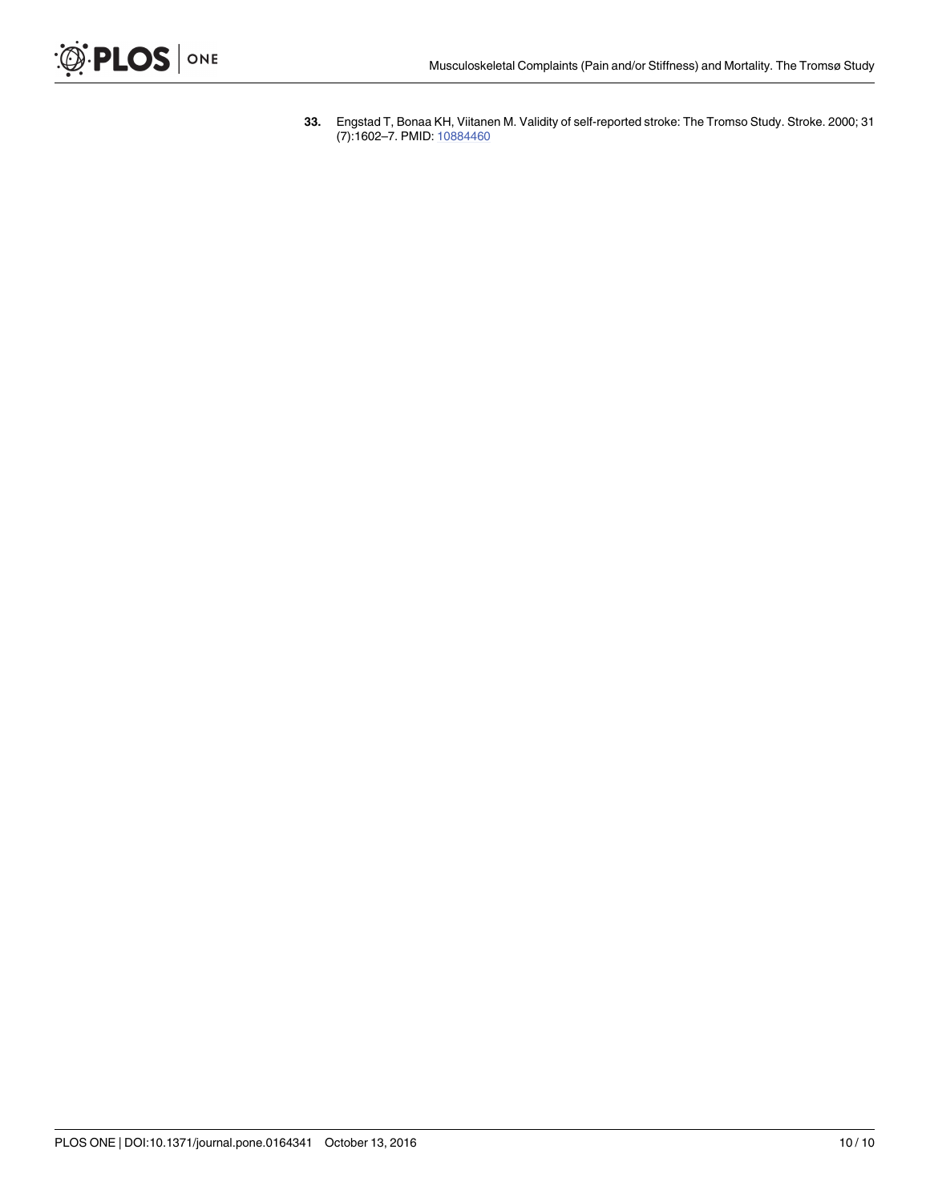33. Engstad T, Bonaa KH, Viitanen M. Validity of self-reported stroke: The Tromso Study. Stroke. 2000; 31 (7):1602–7. PMID: 10884460